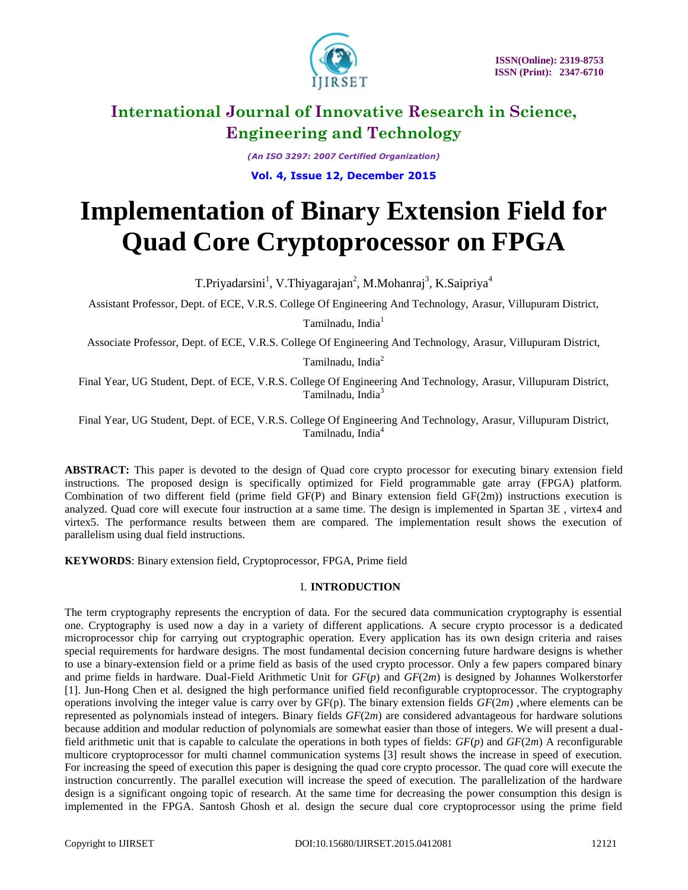# Implementation of Binary Extension Field for Quad Core Cryptoprocessor on FPGA

T.Priyadarsini[1], V.Thiyagarajan[2], M.Mohanraj[3], K.Saipriya[4]

Assistant Professor, Dept. of ECE, V.R.S. College Of Engineering And Technology, Arasur, Villupuram District, Tamilnadu, India[1]

Associate Professor, Dept. of ECE, V.R.S. College Of Engineering And Technology, Arasur, Villupuram District, Tamilnadu, India[2]

Final Year, UG Student, Dept. of ECE, V.R.S. College Of Engineering And Technology, Arasur, Villupuram District, Tamilnadu, India[3]

Final Year, UG Student, Dept. of ECE, V.R.S. College Of Engineering And Technology, Arasur, Villupuram District, Tamilnadu, India[4]

**ABSTRACT:** This paper is devoted to the design of Quad core crypto processor for executing binary extension field instructions. The proposed design is specifically optimized for Field programmable gate array (FPGA) platform. Combination of two different field (prime field GF(P) and Binary extension field GF(2m)) instructions execution is analyzed. Quad core will execute four instruction at a same time. The design is implemented in Spartan 3E , virtex4 and virtex5. The performance results between them are compared. The implementation result shows the execution of parallelism using dual field instructions.

**KEYWORDS**: Binary extension field, Cryptoprocessor, FPGA, Prime field

## I. INTRODUCTION

The term cryptography represents the encryption of data. For the secured data communication cryptography is essential one. Cryptography is used now a day in a variety of different applications. A secure crypto processor is a dedicated microprocessor chip for carrying out cryptographic operation. Every application has its own design criteria and raises special requirements for hardware designs. The most fundamental decision concerning future hardware designs is whether to use a binary-extension field or a prime field as basis of the used crypto processor. Only a few papers compared binary and prime fields in hardware. Dual-Field Arithmetic Unit for *GF*(*p*) and *GF*(2*m*) is designed by Johannes Wolkerstorfer [1]. Jun-Hong Chen et al. designed the high performance unified field reconfigurable cryptoprocessor. The cryptography operations involving the integer value is carry over by GF(p). The binary extension fields *GF*(2*m*) ,where elements can be represented as polynomials instead of integers. Binary fields *GF*(2*m*) are considered advantageous for hardware solutions because addition and modular reduction of polynomials are somewhat easier than those of integers. We will present a dual-field arithmetic unit that is capable to calculate the operations in both types of fields: *GF*(*p*) and *GF*(2*m*) A reconfigurable multicore cryptoprocessor for multi channel communication systems [3] result shows the increase in speed of execution. For increasing the speed of execution this paper is designing the quad core crypto processor. The quad core will execute the instruction concurrently. The parallel execution will increase the speed of execution. The parallelization of the hardware design is a significant ongoing topic of research. At the same time for decreasing the power consumption this design is implemented in the FPGA. Santosh Ghosh et al. design the secure dual core cryptoprocessor using the prime field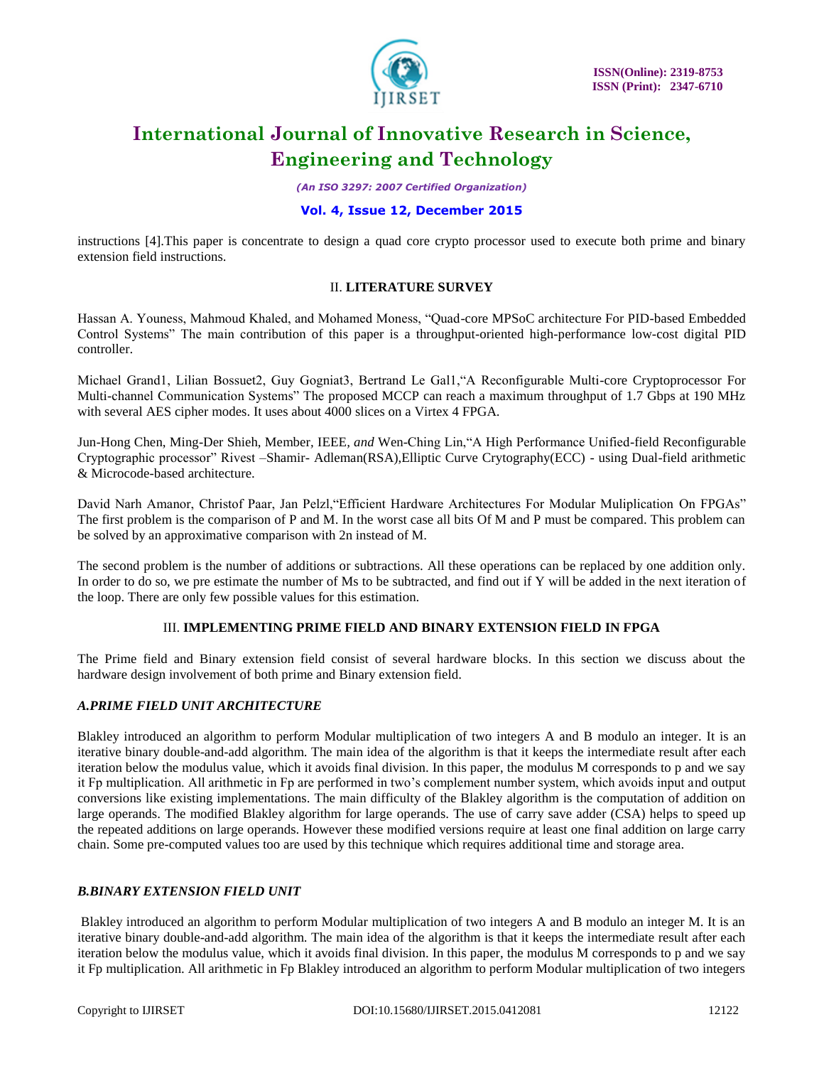instructions [4].This paper is concentrate to design a quad core crypto processor used to execute both prime and binary extension field instructions.

## II. LITERATURE SURVEY

Hassan A. Youness, Mahmoud Khaled, and Mohamed Moness, “Quad-core MPSoC architecture For PID-based Embedded Control Systems” The main contribution of this paper is a throughput-oriented high-performance low-cost digital PID controller.

Michael Grand1, Lilian Bossuet2, Guy Gogniat3, Bertrand Le Gal1,“A Reconfigurable Multi-core Cryptoprocessor For Multi-channel Communication Systems” The proposed MCCP can reach a maximum throughput of 1.7 Gbps at 190 MHz with several AES cipher modes. It uses about 4000 slices on a Virtex 4 FPGA.

Jun-Hong Chen, Ming-Der Shieh, Member, IEEE, *and* Wen-Ching Lin,“A High Performance Unified-field Reconfigurable Cryptographic processor” Rivest –Shamir- Adleman(RSA),Elliptic Curve Crytography(ECC) - using Dual-field arithmetic & Microcode-based architecture.

David Narh Amanor, Christof Paar, Jan Pelzl,“Efficient Hardware Architectures For Modular Muliplication On FPGAs” The first problem is the comparison of P and M. In the worst case all bits Of M and P must be compared. This problem can be solved by an approximative comparison with 2n instead of M.

The second problem is the number of additions or subtractions. All these operations can be replaced by one addition only. In order to do so, we pre estimate the number of Ms to be subtracted, and find out if Y will be added in the next iteration of the loop. There are only few possible values for this estimation.

## III. IMPLEMENTING PRIME FIELD AND BINARY EXTENSION FIELD IN FPGA

The Prime field and Binary extension field consist of several hardware blocks. In this section we discuss about the hardware design involvement of both prime and Binary extension field.

### *A.PRIME FIELD UNIT ARCHITECTURE*

Blakley introduced an algorithm to perform Modular multiplication of two integers A and B modulo an integer. It is an iterative binary double-and-add algorithm. The main idea of the algorithm is that it keeps the intermediate result after each iteration below the modulus value, which it avoids final division. In this paper, the modulus M corresponds to p and we say it Fp multiplication. All arithmetic in Fp are performed in two's complement number system, which avoids input and output conversions like existing implementations. The main difficulty of the Blakley algorithm is the computation of addition on large operands. The modified Blakley algorithm for large operands. The use of carry save adder (CSA) helps to speed up the repeated additions on large operands. However these modified versions require at least one final addition on large carry chain. Some pre-computed values too are used by this technique which requires additional time and storage area.

### *B.BINARY EXTENSION FIELD UNIT*

Blakley introduced an algorithm to perform Modular multiplication of two integers A and B modulo an integer M. It is an iterative binary double-and-add algorithm. The main idea of the algorithm is that it keeps the intermediate result after each iteration below the modulus value, which it avoids final division. In this paper, the modulus M corresponds to p and we say it Fp multiplication. All arithmetic in Fp Blakley introduced an algorithm to perform Modular multiplication of two integers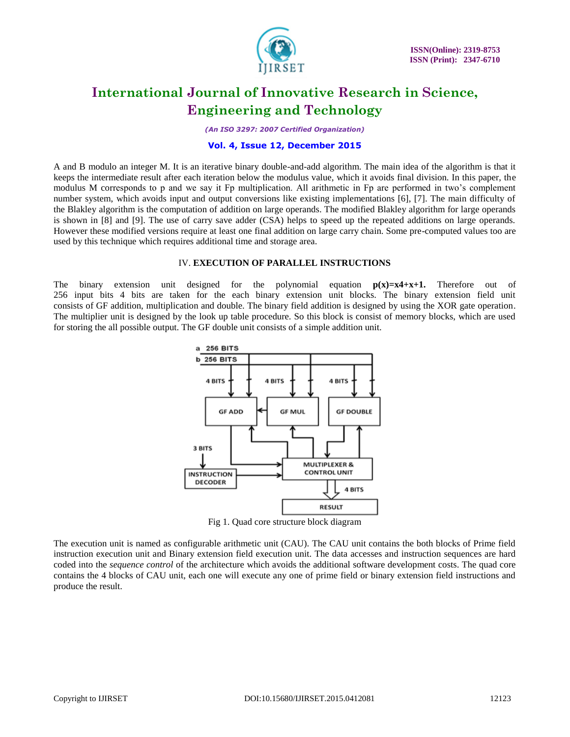A and B modulo an integer M. It is an iterative binary double-and-add algorithm. The main idea of the algorithm is that it keeps the intermediate result after each iteration below the modulus value, which it avoids final division. In this paper, the modulus M corresponds to p and we say it Fp multiplication. All arithmetic in Fp are performed in two's complement number system, which avoids input and output conversions like existing implementations [6], [7]. The main difficulty of the Blakley algorithm is the computation of addition on large operands. The modified Blakley algorithm for large operands is shown in [8] and [9]. The use of carry save adder (CSA) helps to speed up the repeated additions on large operands. However these modified versions require at least one final addition on large carry chain. Some pre-computed values too are used by this technique which requires additional time and storage area.

## IV. EXECUTION OF PARALLEL INSTRUCTIONS

The binary extension unit designed for the polynomial equation **$p(x)=x^4+x+1$.** Therefore out of 256 input bits 4 bits are taken for the each binary extension unit blocks. The binary extension field unit consists of GF addition, multiplication and double. The binary field addition is designed by using the XOR gate operation. The multiplier unit is designed by the look up table procedure. So this block is consist of memory blocks, which are used for storing the all possible output. The GF double unit consists of a simple addition unit.

Fig 1. Quad core structure block diagram

The execution unit is named as configurable arithmetic unit (CAU). The CAU unit contains the both blocks of Prime field instruction execution unit and Binary extension field execution unit. The data accesses and instruction sequences are hard coded into the *sequence control* of the architecture which avoids the additional software development costs. The quad core contains the 4 blocks of CAU unit, each one will execute any one of prime field or binary extension field instructions and produce the result.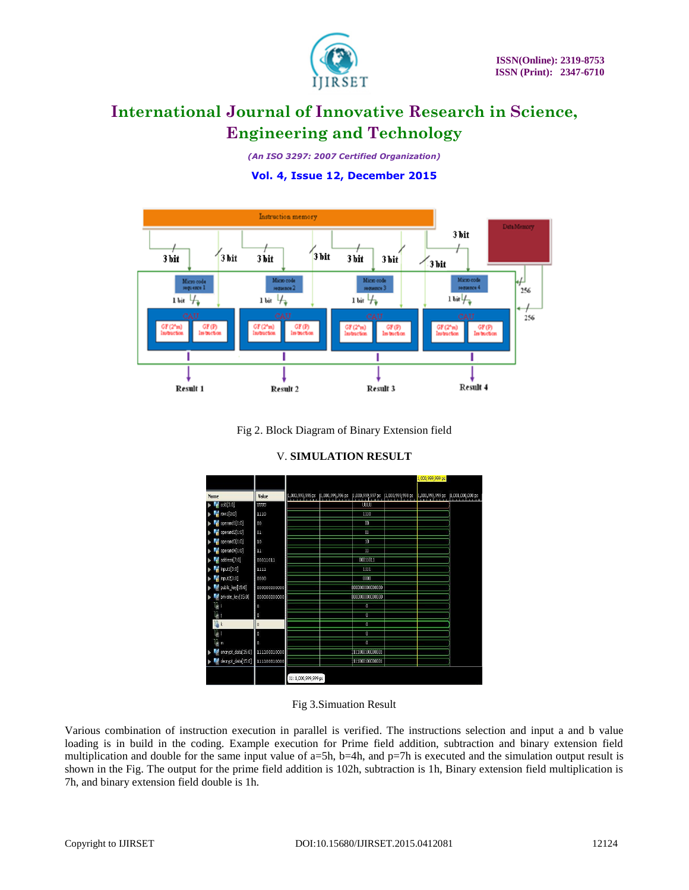Fig 2. Block Diagram of Binary Extension field

## V. SIMULATION RESULT

Fig 3.Simuation Result

Various combination of instruction execution in parallel is verified. The instructions selection and input a and b value loading is in build in the coding. Example execution for Prime field addition, subtraction and binary extension field multiplication and double for the same input value of a=5h, b=4h, and p=7h is executed and the simulation output result is shown in the Fig. The output for the prime field addition is 102h, subtraction is 1h, Binary extension field multiplication is 7h, and binary extension field double is 1h.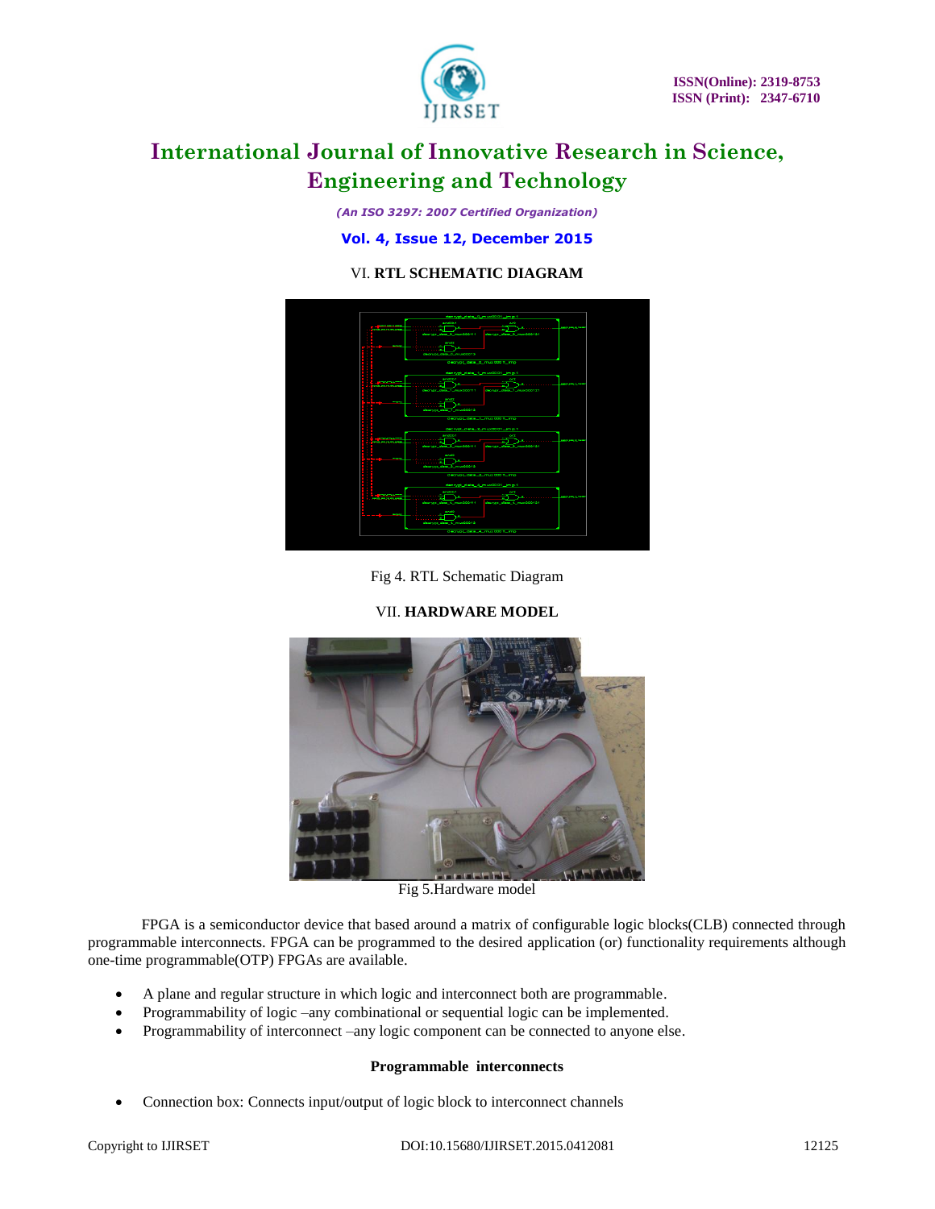## VI. RTL SCHEMATIC DIAGRAM

Fig 4. RTL Schematic Diagram

## VII. HARDWARE MODEL

Fig 5.Hardware model

FPGA is a semiconductor device that based around a matrix of configurable logic blocks(CLB) connected through programmable interconnects. FPGA can be programmed to the desired application (or) functionality requirements although one-time programmable(OTP) FPGAs are available.

- A plane and regular structure in which logic and interconnect both are programmable.
- Programmability of logic –any combinational or sequential logic can be implemented.
- Programmability of interconnect –any logic component can be connected to anyone else.

**Programmable interconnects**

- Connection box: Connects input/output of logic block to interconnect channels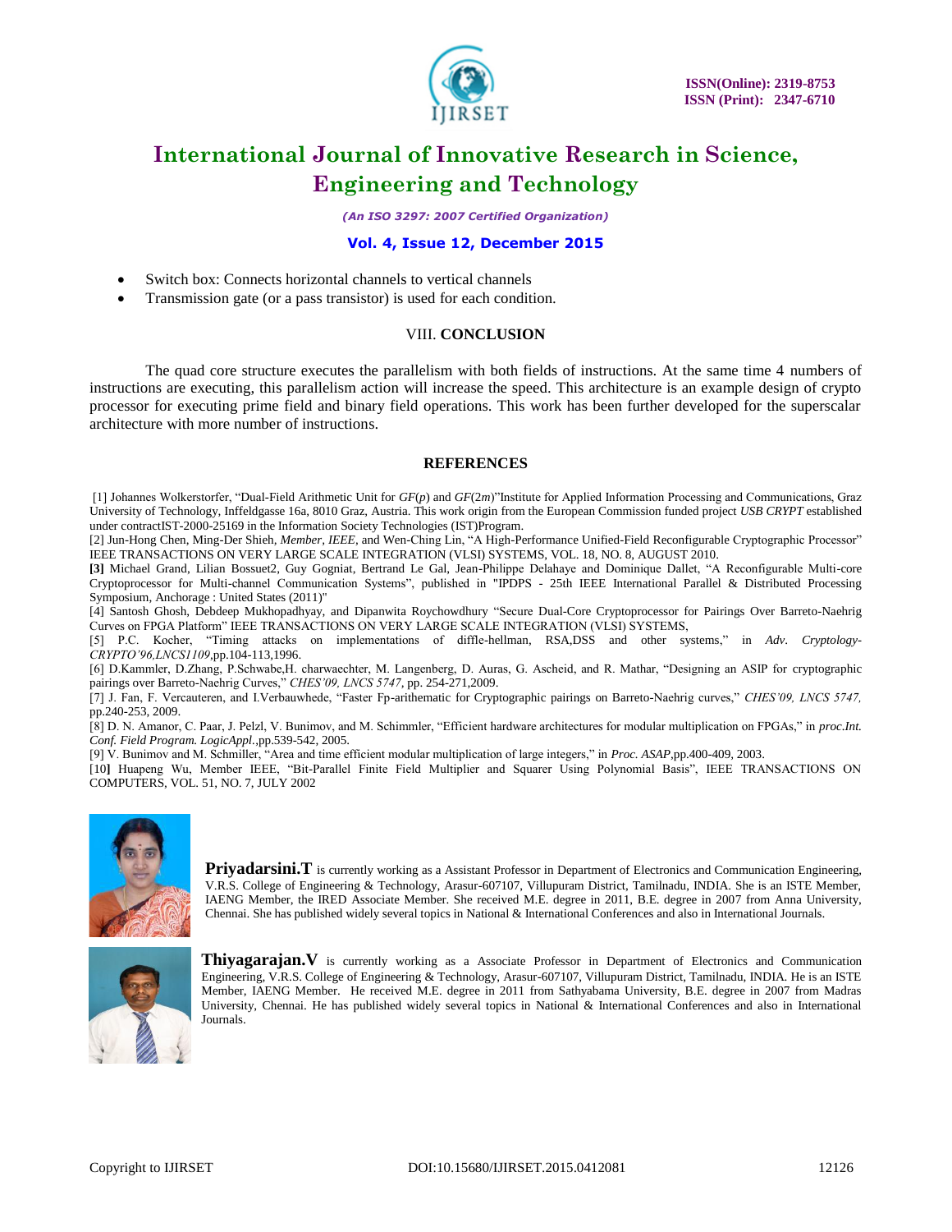- Switch box: Connects horizontal channels to vertical channels
- Transmission gate (or a pass transistor) is used for each condition.

## VIII. CONCLUSION

The quad core structure executes the parallelism with both fields of instructions. At the same time 4 numbers of instructions are executing, this parallelism action will increase the speed. This architecture is an example design of crypto processor for executing prime field and binary field operations. This work has been further developed for the superscalar architecture with more number of instructions.

## REFERENCES

[1] Johannes Wolkerstorfer, "Dual-Field Arithmetic Unit for *GF*(*p*) and *GF*(2*m*)"Institute for Applied Information Processing and Communications, Graz University of Technology, Inffeldgasse 16a, 8010 Graz, Austria. This work origin from the European Commission funded project *USB CRYPT* established under contractIST-2000-25169 in the Information Society Technologies (IST)Program.

[2] Jun-Hong Chen, Ming-Der Shieh, *Member*, *IEEE*, and Wen-Ching Lin, "A High-Performance Unified-Field Reconfigurable Cryptographic Processor" IEEE TRANSACTIONS ON VERY LARGE SCALE INTEGRATION (VLSI) SYSTEMS, VOL. 18, NO. 8, AUGUST 2010.

**[3]** Michael Grand, Lilian Bossuet2, Guy Gogniat, Bertrand Le Gal, Jean-Philippe Delahaye and Dominique Dallet, "A Reconfigurable Multi-core Cryptoprocessor for Multi-channel Communication Systems", published in "IPDPS - 25th IEEE International Parallel & Distributed Processing Symposium, Anchorage : United States (2011)"

[4] Santosh Ghosh, Debdeep Mukhopadhyay, and Dipanwita Roychowdhury "Secure Dual-Core Cryptoprocessor for Pairings Over Barreto-Naehrig Curves on FPGA Platform" IEEE TRANSACTIONS ON VERY LARGE SCALE INTEGRATION (VLSI) SYSTEMS,

[5] P.C. Kocher, "Timing attacks on implementations of diffle-hellman, RSA,DSS and other systems," in *Adv. Cryptology-CRYPTO'96,LNCS1109*,pp.104-113,1996.

[6] D.Kammler, D.Zhang, P.Schwabe,H. charwaechter, M. Langenberg, D. Auras, G. Ascheid, and R. Mathar, "Designing an ASIP for cryptographic pairings over Barreto-Naehrig Curves," *CHES'09, LNCS 5747*, pp. 254-271,2009.

[7] J. Fan, F. Vercauteren, and I.Verbauwhede, "Faster Fp-arithematic for Cryptographic pairings on Barreto-Naehrig curves," *CHES'09, LNCS 5747*, pp.240-253, 2009.

[8] D. N. Amanor, C. Paar, J. Pelzl, V. Bunimov, and M. Schimmler, "Efficient hardware architectures for modular multiplication on FPGAs," in *proc.Int. Conf. Field Program. LogicAppl.*,pp.539-542, 2005.

[9] V. Bunimov and M. Schmiller, "Area and time efficient modular multiplication of large integers," in *Proc. ASAP*,pp.400-409, 2003.

[10**]** Huapeng Wu, Member IEEE, "Bit-Parallel Finite Field Multiplier and Squarer Using Polynomial Basis", IEEE TRANSACTIONS ON COMPUTERS, VOL. 51, NO. 7, JULY 2002

**Priyadarsini.T** is currently working as a Assistant Professor in Department of Electronics and Communication Engineering, V.R.S. College of Engineering & Technology, Arasur-607107, Villupuram District, Tamilnadu, INDIA. She is an ISTE Member, IAENG Member, the IRED Associate Member. She received M.E. degree in 2011, B.E. degree in 2007 from Anna University, Chennai. She has published widely several topics in National & International Conferences and also in International Journals.

**Thiyagarajan.V** is currently working as a Associate Professor in Department of Electronics and Communication Engineering, V.R.S. College of Engineering & Technology, Arasur-607107, Villupuram District, Tamilnadu, INDIA. He is an ISTE Member, IAENG Member. He received M.E. degree in 2011 from Sathyabama University, B.E. degree in 2007 from Madras University, Chennai. He has published widely several topics in National & International Conferences and also in International Journals.